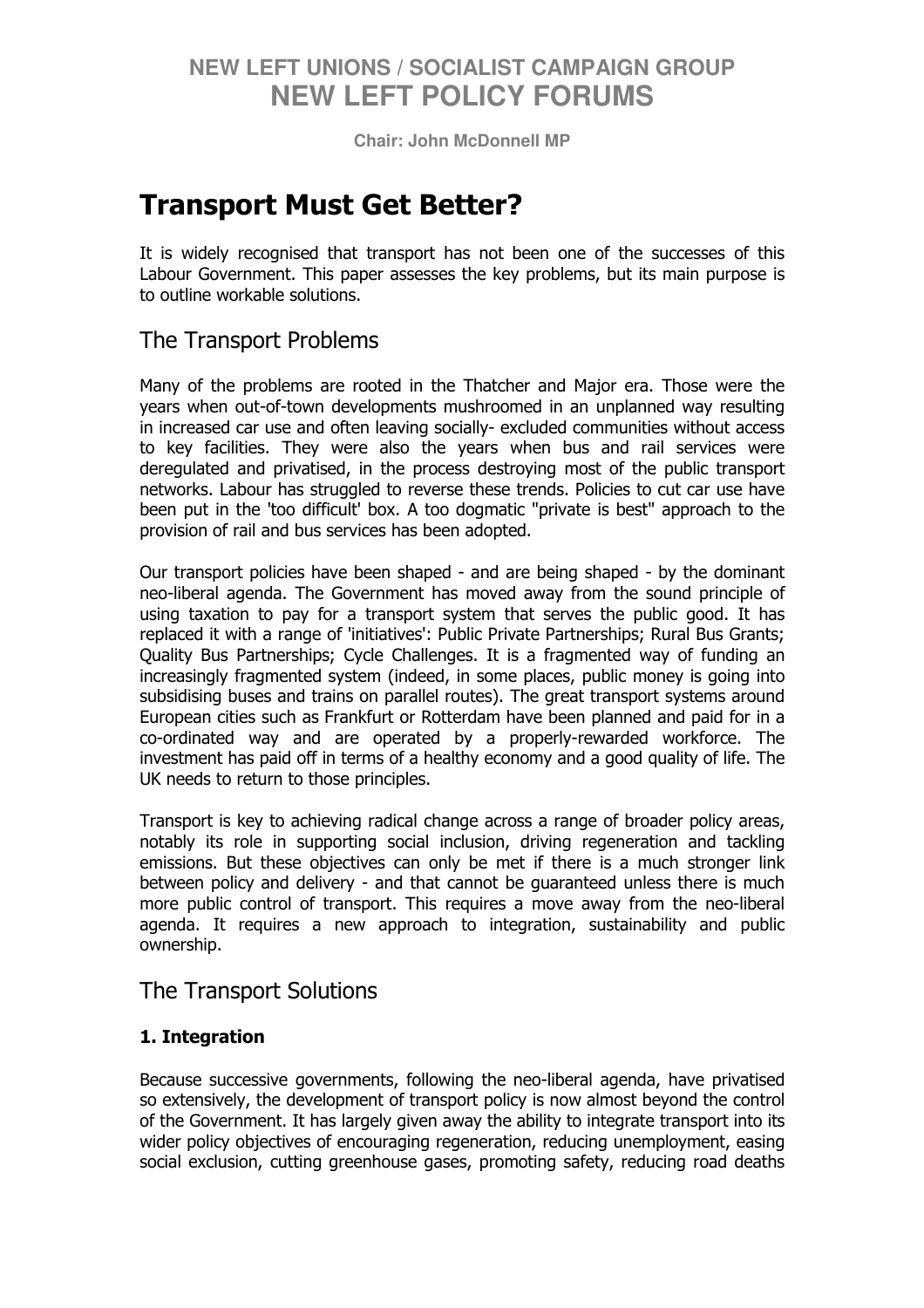# NEW LEFT UNIONS / SOCIALIST CAMPAIGN GROUP
# NEW LEFT POLICY FORUMS

**Chair: John McDonnell MP**

# Transport Must Get Better?

It is widely recognised that transport has not been one of the successes of this Labour Government. This paper assesses the key problems, but its main purpose is to outline workable solutions.

## The Transport Problems

Many of the problems are rooted in the Thatcher and Major era. Those were the years when out-of-town developments mushroomed in an unplanned way resulting in increased car use and often leaving socially- excluded communities without access to key facilities. They were also the years when bus and rail services were deregulated and privatised, in the process destroying most of the public transport networks. Labour has struggled to reverse these trends. Policies to cut car use have been put in the 'too difficult' box. A too dogmatic "private is best" approach to the provision of rail and bus services has been adopted.

Our transport policies have been shaped - and are being shaped - by the dominant neo-liberal agenda. The Government has moved away from the sound principle of using taxation to pay for a transport system that serves the public good. It has replaced it with a range of 'initiatives': Public Private Partnerships; Rural Bus Grants; Quality Bus Partnerships; Cycle Challenges. It is a fragmented way of funding an increasingly fragmented system (indeed, in some places, public money is going into subsidising buses and trains on parallel routes). The great transport systems around European cities such as Frankfurt or Rotterdam have been planned and paid for in a co-ordinated way and are operated by a properly-rewarded workforce. The investment has paid off in terms of a healthy economy and a good quality of life. The UK needs to return to those principles.

Transport is key to achieving radical change across a range of broader policy areas, notably its role in supporting social inclusion, driving regeneration and tackling emissions. But these objectives can only be met if there is a much stronger link between policy and delivery - and that cannot be guaranteed unless there is much more public control of transport. This requires a move away from the neo-liberal agenda. It requires a new approach to integration, sustainability and public ownership.

## The Transport Solutions

### 1. Integration

Because successive governments, following the neo-liberal agenda, have privatised so extensively, the development of transport policy is now almost beyond the control of the Government. It has largely given away the ability to integrate transport into its wider policy objectives of encouraging regeneration, reducing unemployment, easing social exclusion, cutting greenhouse gases, promoting safety, reducing road deaths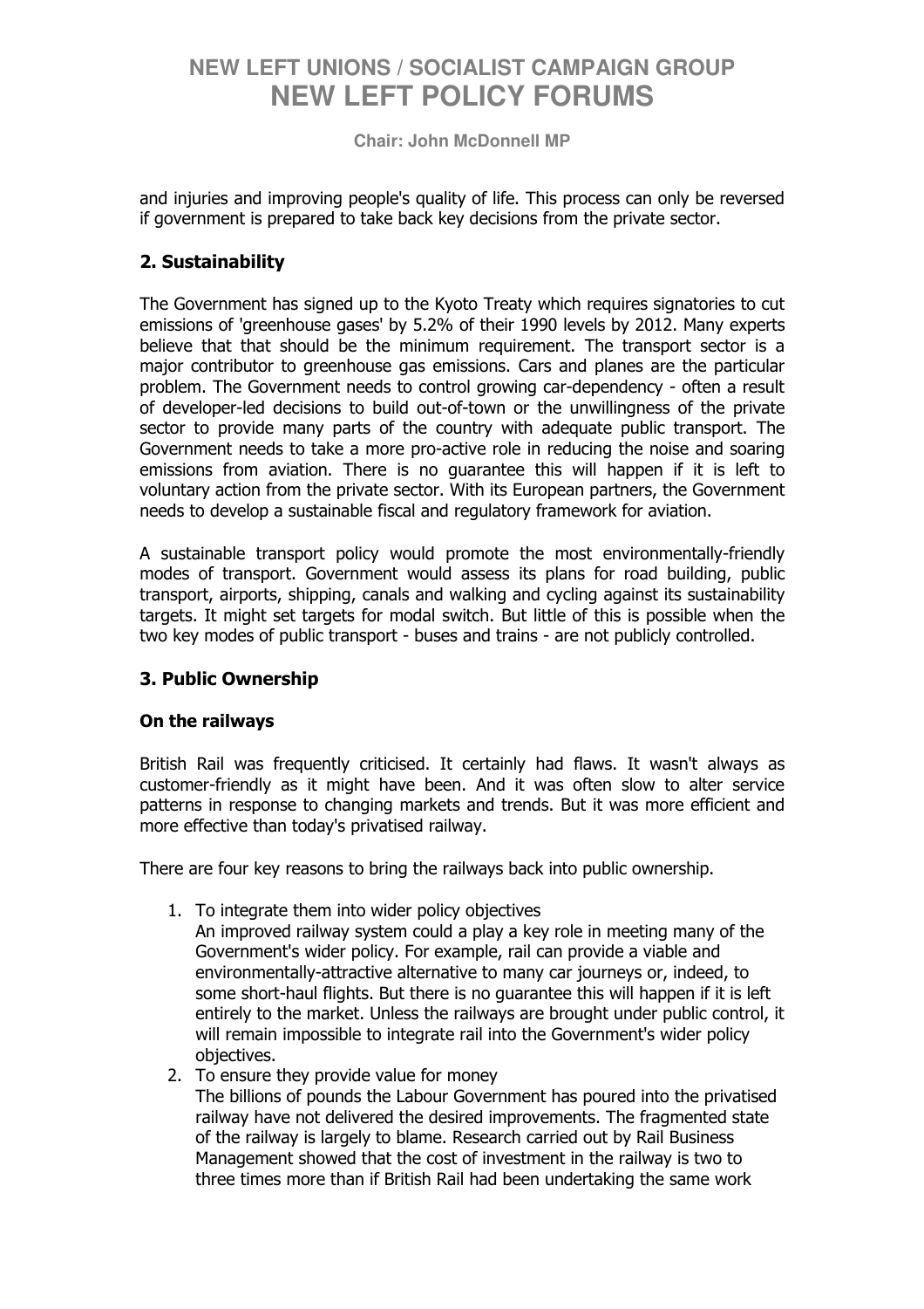and injuries and improving people's quality of life. This process can only be reversed if government is prepared to take back key decisions from the private sector.

## 2. Sustainability

The Government has signed up to the Kyoto Treaty which requires signatories to cut emissions of 'greenhouse gases' by 5.2% of their 1990 levels by 2012. Many experts believe that that should be the minimum requirement. The transport sector is a major contributor to greenhouse gas emissions. Cars and planes are the particular problem. The Government needs to control growing car-dependency - often a result of developer-led decisions to build out-of-town or the unwillingness of the private sector to provide many parts of the country with adequate public transport. The Government needs to take a more pro-active role in reducing the noise and soaring emissions from aviation. There is no guarantee this will happen if it is left to voluntary action from the private sector. With its European partners, the Government needs to develop a sustainable fiscal and regulatory framework for aviation.

A sustainable transport policy would promote the most environmentally-friendly modes of transport. Government would assess its plans for road building, public transport, airports, shipping, canals and walking and cycling against its sustainability targets. It might set targets for modal switch. But little of this is possible when the two key modes of public transport - buses and trains - are not publicly controlled.

## 3. Public Ownership

### On the railways

British Rail was frequently criticised. It certainly had flaws. It wasn't always as customer-friendly as it might have been. And it was often slow to alter service patterns in response to changing markets and trends. But it was more efficient and more effective than today's privatised railway.

There are four key reasons to bring the railways back into public ownership.

1. To integrate them into wider policy objectives
   An improved railway system could a play a key role in meeting many of the Government's wider policy. For example, rail can provide a viable and environmentally-attractive alternative to many car journeys or, indeed, to some short-haul flights. But there is no guarantee this will happen if it is left entirely to the market. Unless the railways are brought under public control, it will remain impossible to integrate rail into the Government's wider policy objectives.
2. To ensure they provide value for money
   The billions of pounds the Labour Government has poured into the privatised railway have not delivered the desired improvements. The fragmented state of the railway is largely to blame. Research carried out by Rail Business Management showed that the cost of investment in the railway is two to three times more than if British Rail had been undertaking the same work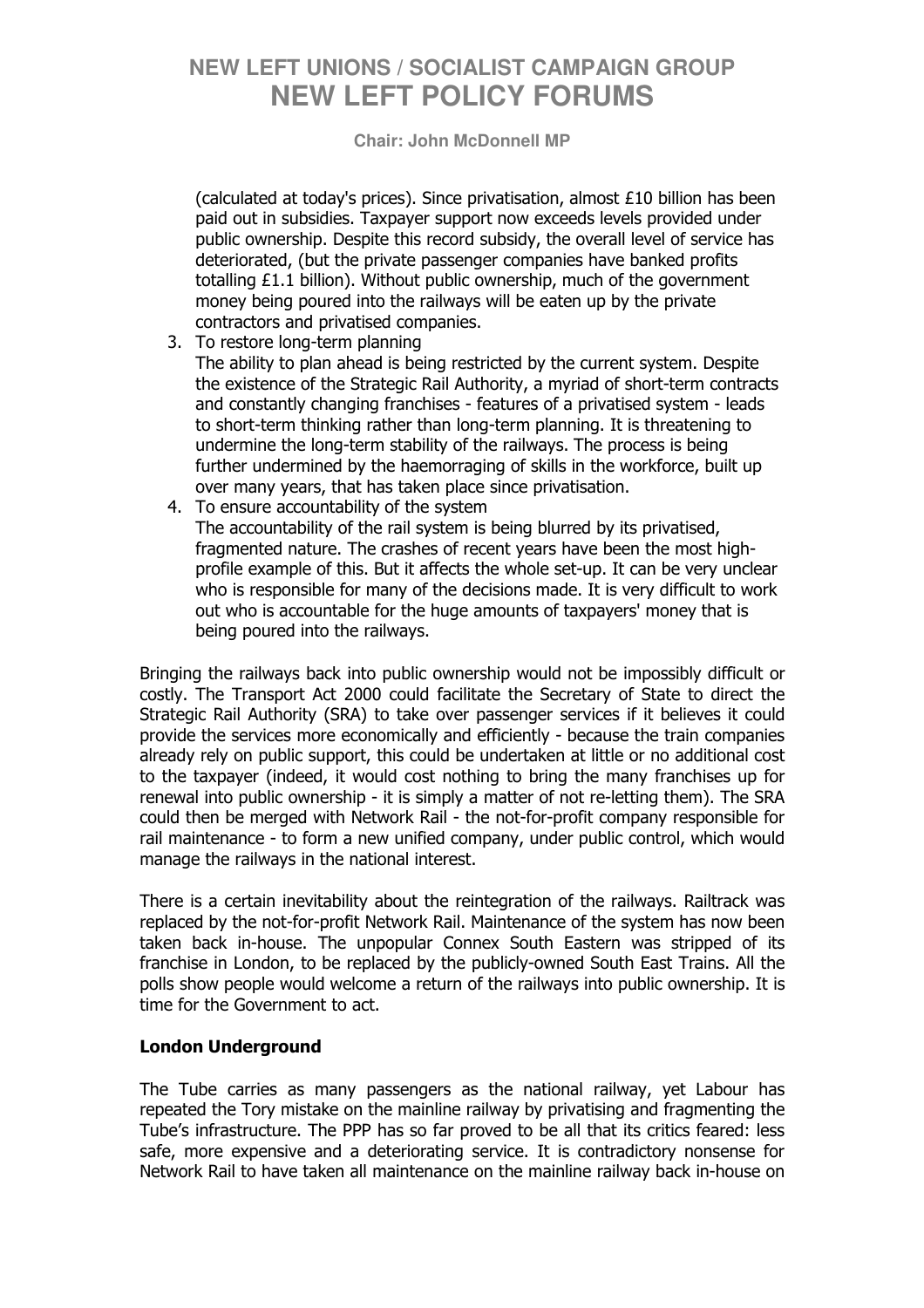(calculated at today's prices). Since privatisation, almost £10 billion has been paid out in subsidies. Taxpayer support now exceeds levels provided under public ownership. Despite this record subsidy, the overall level of service has deteriorated, (but the private passenger companies have banked profits totalling £1.1 billion). Without public ownership, much of the government money being poured into the railways will be eaten up by the private contractors and privatised companies.

3. To restore long-term planning
   The ability to plan ahead is being restricted by the current system. Despite the existence of the Strategic Rail Authority, a myriad of short-term contracts and constantly changing franchises - features of a privatised system - leads to short-term thinking rather than long-term planning. It is threatening to undermine the long-term stability of the railways. The process is being further undermined by the haemorraging of skills in the workforce, built up over many years, that has taken place since privatisation.
4. To ensure accountability of the system
   The accountability of the rail system is being blurred by its privatised, fragmented nature. The crashes of recent years have been the most high-profile example of this. But it affects the whole set-up. It can be very unclear who is responsible for many of the decisions made. It is very difficult to work out who is accountable for the huge amounts of taxpayers' money that is being poured into the railways.

Bringing the railways back into public ownership would not be impossibly difficult or costly. The Transport Act 2000 could facilitate the Secretary of State to direct the Strategic Rail Authority (SRA) to take over passenger services if it believes it could provide the services more economically and efficiently - because the train companies already rely on public support, this could be undertaken at little or no additional cost to the taxpayer (indeed, it would cost nothing to bring the many franchises up for renewal into public ownership - it is simply a matter of not re-letting them). The SRA could then be merged with Network Rail - the not-for-profit company responsible for rail maintenance - to form a new unified company, under public control, which would manage the railways in the national interest.

There is a certain inevitability about the reintegration of the railways. Railtrack was replaced by the not-for-profit Network Rail. Maintenance of the system has now been taken back in-house. The unpopular Connex South Eastern was stripped of its franchise in London, to be replaced by the publicly-owned South East Trains. All the polls show people would welcome a return of the railways into public ownership. It is time for the Government to act.

**London Underground**

The Tube carries as many passengers as the national railway, yet Labour has repeated the Tory mistake on the mainline railway by privatising and fragmenting the Tube's infrastructure. The PPP has so far proved to be all that its critics feared: less safe, more expensive and a deteriorating service. It is contradictory nonsense for Network Rail to have taken all maintenance on the mainline railway back in-house on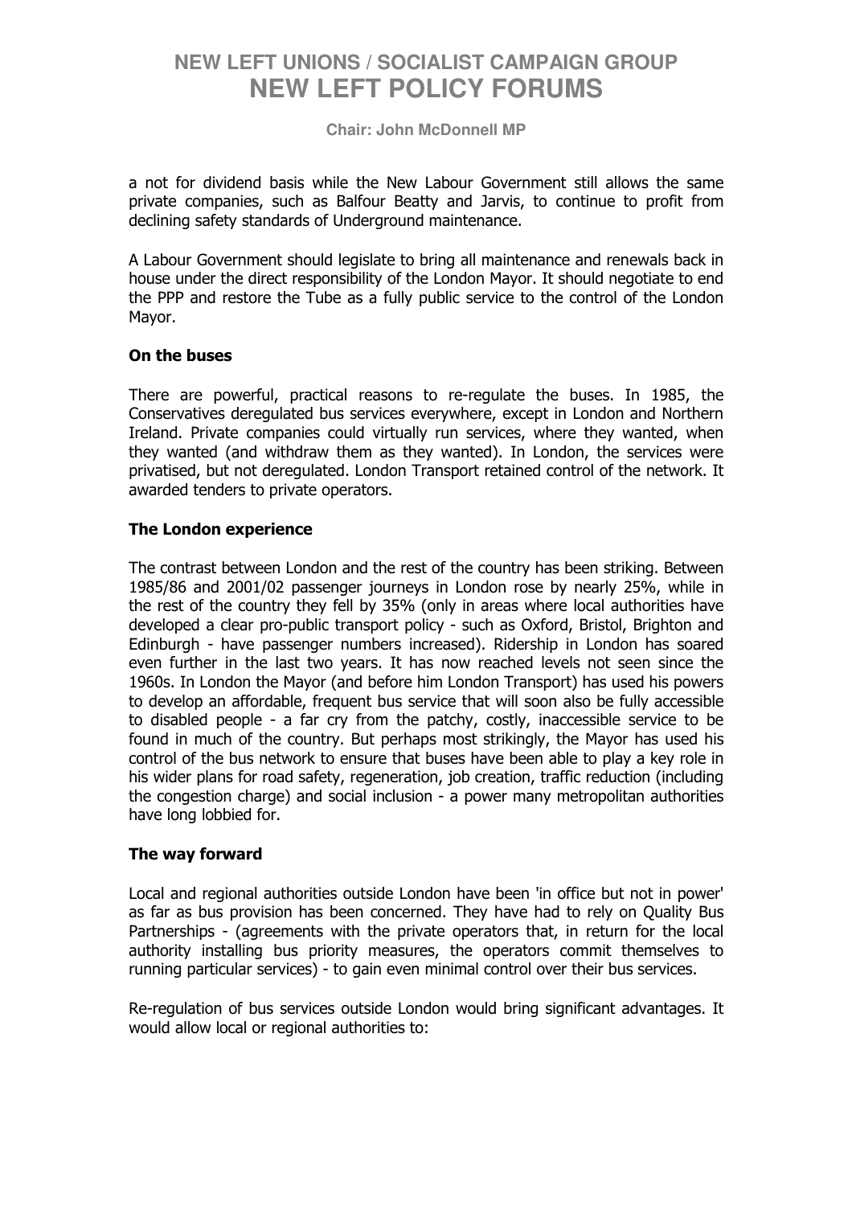a not for dividend basis while the New Labour Government still allows the same private companies, such as Balfour Beatty and Jarvis, to continue to profit from declining safety standards of Underground maintenance.

A Labour Government should legislate to bring all maintenance and renewals back in house under the direct responsibility of the London Mayor. It should negotiate to end the PPP and restore the Tube as a fully public service to the control of the London Mayor.

**On the buses**

There are powerful, practical reasons to re-regulate the buses. In 1985, the Conservatives deregulated bus services everywhere, except in London and Northern Ireland. Private companies could virtually run services, where they wanted, when they wanted (and withdraw them as they wanted). In London, the services were privatised, but not deregulated. London Transport retained control of the network. It awarded tenders to private operators.

**The London experience**

The contrast between London and the rest of the country has been striking. Between 1985/86 and 2001/02 passenger journeys in London rose by nearly 25%, while in the rest of the country they fell by 35% (only in areas where local authorities have developed a clear pro-public transport policy - such as Oxford, Bristol, Brighton and Edinburgh - have passenger numbers increased). Ridership in London has soared even further in the last two years. It has now reached levels not seen since the 1960s. In London the Mayor (and before him London Transport) has used his powers to develop an affordable, frequent bus service that will soon also be fully accessible to disabled people - a far cry from the patchy, costly, inaccessible service to be found in much of the country. But perhaps most strikingly, the Mayor has used his control of the bus network to ensure that buses have been able to play a key role in his wider plans for road safety, regeneration, job creation, traffic reduction (including the congestion charge) and social inclusion - a power many metropolitan authorities have long lobbied for.

**The way forward**

Local and regional authorities outside London have been 'in office but not in power' as far as bus provision has been concerned. They have had to rely on Quality Bus Partnerships - (agreements with the private operators that, in return for the local authority installing bus priority measures, the operators commit themselves to running particular services) - to gain even minimal control over their bus services.

Re-regulation of bus services outside London would bring significant advantages. It would allow local or regional authorities to: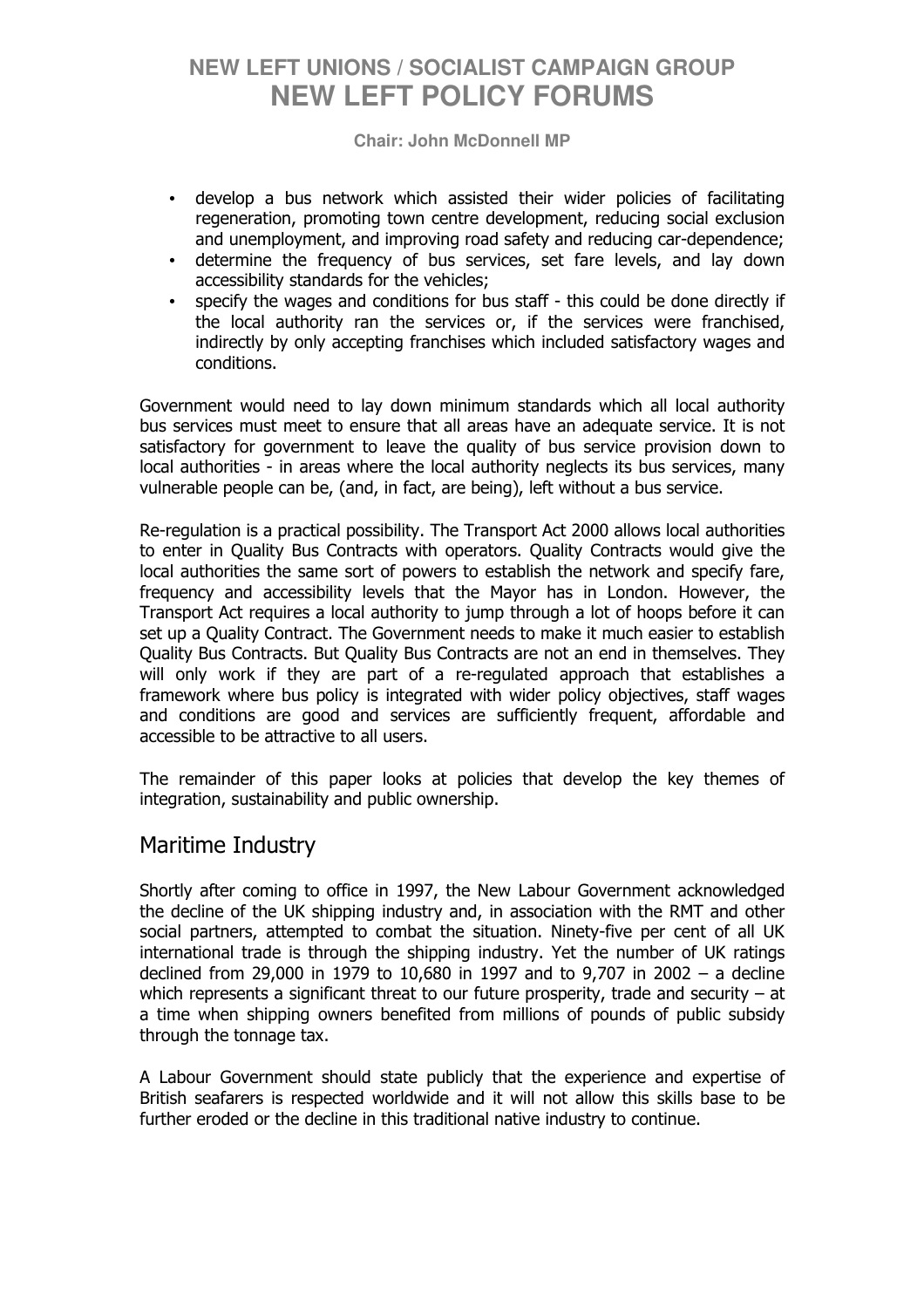- develop a bus network which assisted their wider policies of facilitating regeneration, promoting town centre development, reducing social exclusion and unemployment, and improving road safety and reducing car-dependence;
- determine the frequency of bus services, set fare levels, and lay down accessibility standards for the vehicles;
- specify the wages and conditions for bus staff - this could be done directly if the local authority ran the services or, if the services were franchised, indirectly by only accepting franchises which included satisfactory wages and conditions.

Government would need to lay down minimum standards which all local authority bus services must meet to ensure that all areas have an adequate service. It is not satisfactory for government to leave the quality of bus service provision down to local authorities - in areas where the local authority neglects its bus services, many vulnerable people can be, (and, in fact, are being), left without a bus service.

Re-regulation is a practical possibility. The Transport Act 2000 allows local authorities to enter in Quality Bus Contracts with operators. Quality Contracts would give the local authorities the same sort of powers to establish the network and specify fare, frequency and accessibility levels that the Mayor has in London. However, the Transport Act requires a local authority to jump through a lot of hoops before it can set up a Quality Contract. The Government needs to make it much easier to establish Quality Bus Contracts. But Quality Bus Contracts are not an end in themselves. They will only work if they are part of a re-regulated approach that establishes a framework where bus policy is integrated with wider policy objectives, staff wages and conditions are good and services are sufficiently frequent, affordable and accessible to be attractive to all users.

The remainder of this paper looks at policies that develop the key themes of integration, sustainability and public ownership.

## Maritime Industry

Shortly after coming to office in 1997, the New Labour Government acknowledged the decline of the UK shipping industry and, in association with the RMT and other social partners, attempted to combat the situation. Ninety-five per cent of all UK international trade is through the shipping industry. Yet the number of UK ratings declined from 29,000 in 1979 to 10,680 in 1997 and to 9,707 in 2002 – a decline which represents a significant threat to our future prosperity, trade and security – at a time when shipping owners benefited from millions of pounds of public subsidy through the tonnage tax.

A Labour Government should state publicly that the experience and expertise of British seafarers is respected worldwide and it will not allow this skills base to be further eroded or the decline in this traditional native industry to continue.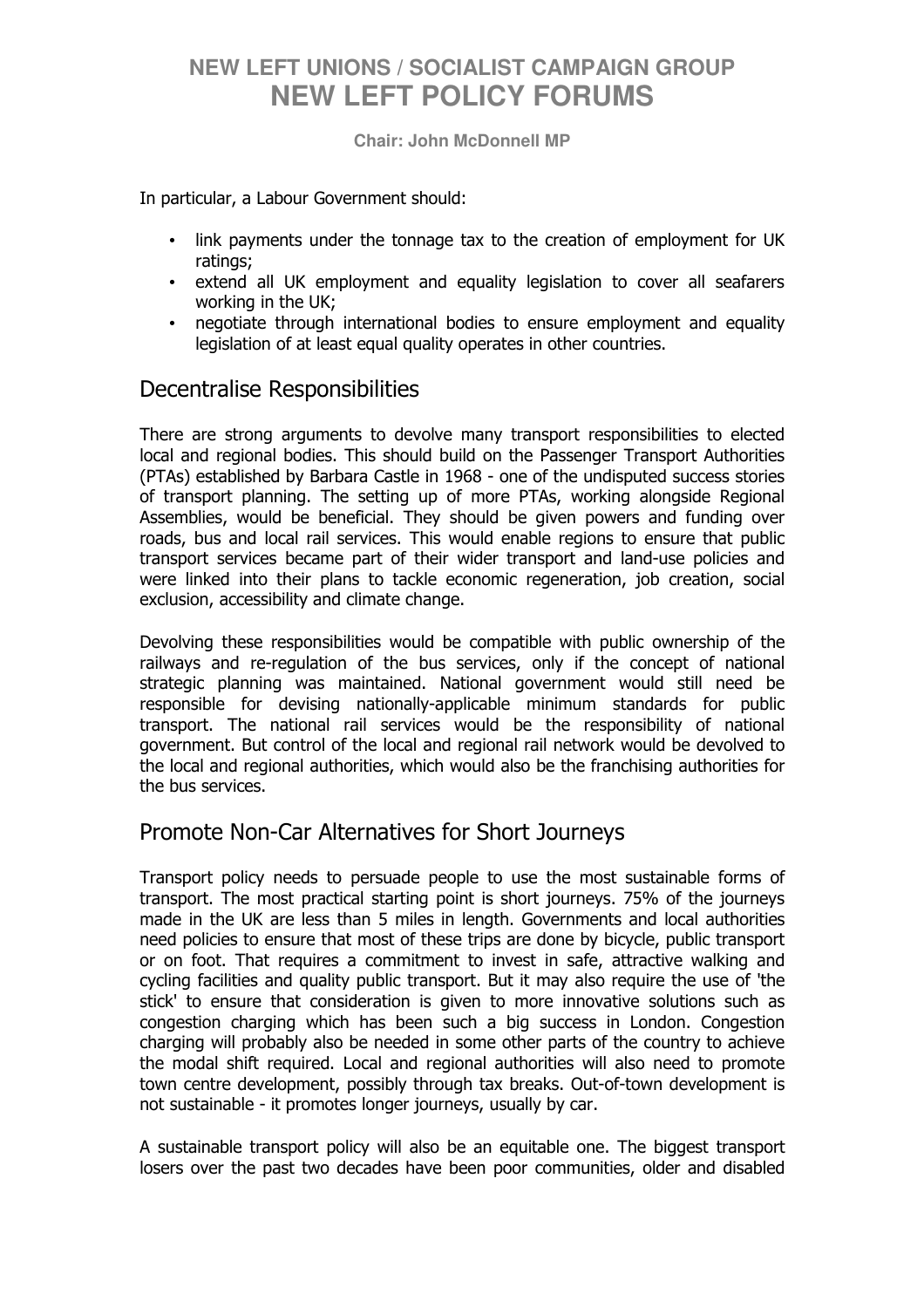In particular, a Labour Government should:

- link payments under the tonnage tax to the creation of employment for UK ratings;
- extend all UK employment and equality legislation to cover all seafarers working in the UK;
- negotiate through international bodies to ensure employment and equality legislation of at least equal quality operates in other countries.

## Decentralise Responsibilities

There are strong arguments to devolve many transport responsibilities to elected local and regional bodies. This should build on the Passenger Transport Authorities (PTAs) established by Barbara Castle in 1968 - one of the undisputed success stories of transport planning. The setting up of more PTAs, working alongside Regional Assemblies, would be beneficial. They should be given powers and funding over roads, bus and local rail services. This would enable regions to ensure that public transport services became part of their wider transport and land-use policies and were linked into their plans to tackle economic regeneration, job creation, social exclusion, accessibility and climate change.

Devolving these responsibilities would be compatible with public ownership of the railways and re-regulation of the bus services, only if the concept of national strategic planning was maintained. National government would still need be responsible for devising nationally-applicable minimum standards for public transport. The national rail services would be the responsibility of national government. But control of the local and regional rail network would be devolved to the local and regional authorities, which would also be the franchising authorities for the bus services.

## Promote Non-Car Alternatives for Short Journeys

Transport policy needs to persuade people to use the most sustainable forms of transport. The most practical starting point is short journeys. 75% of the journeys made in the UK are less than 5 miles in length. Governments and local authorities need policies to ensure that most of these trips are done by bicycle, public transport or on foot. That requires a commitment to invest in safe, attractive walking and cycling facilities and quality public transport. But it may also require the use of 'the stick' to ensure that consideration is given to more innovative solutions such as congestion charging which has been such a big success in London. Congestion charging will probably also be needed in some other parts of the country to achieve the modal shift required. Local and regional authorities will also need to promote town centre development, possibly through tax breaks. Out-of-town development is not sustainable - it promotes longer journeys, usually by car.

A sustainable transport policy will also be an equitable one. The biggest transport losers over the past two decades have been poor communities, older and disabled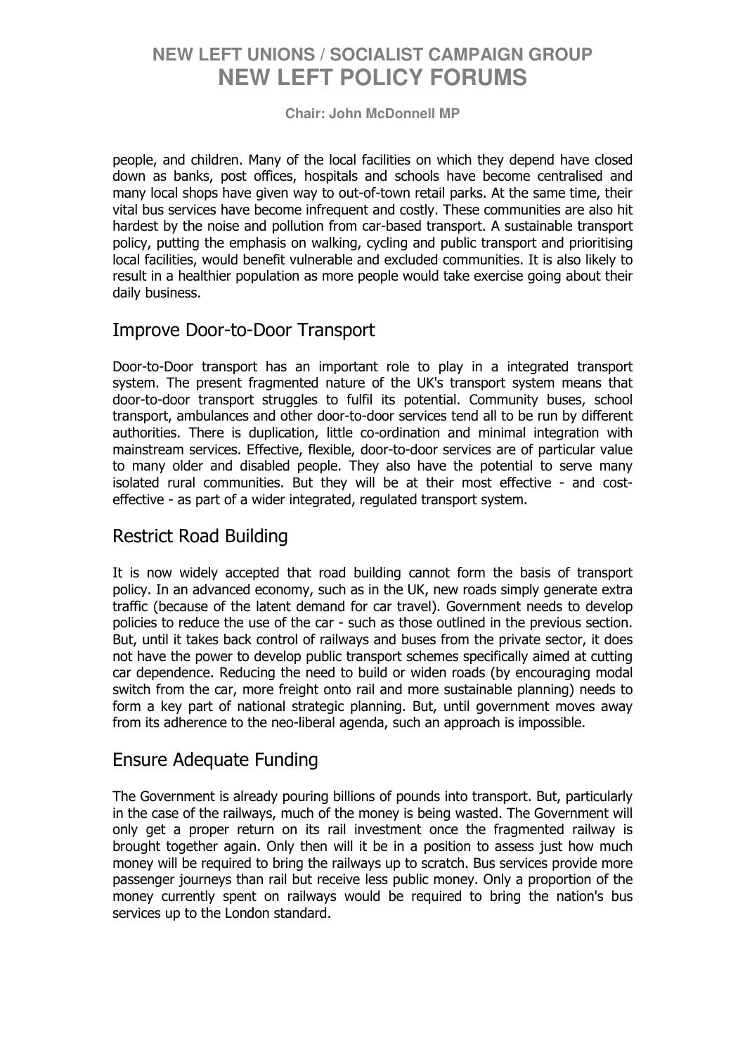people, and children. Many of the local facilities on which they depend have closed down as banks, post offices, hospitals and schools have become centralised and many local shops have given way to out-of-town retail parks. At the same time, their vital bus services have become infrequent and costly. These communities are also hit hardest by the noise and pollution from car-based transport. A sustainable transport policy, putting the emphasis on walking, cycling and public transport and prioritising local facilities, would benefit vulnerable and excluded communities. It is also likely to result in a healthier population as more people would take exercise going about their daily business.

## Improve Door-to-Door Transport

Door-to-Door transport has an important role to play in a integrated transport system. The present fragmented nature of the UK's transport system means that door-to-door transport struggles to fulfil its potential. Community buses, school transport, ambulances and other door-to-door services tend all to be run by different authorities. There is duplication, little co-ordination and minimal integration with mainstream services. Effective, flexible, door-to-door services are of particular value to many older and disabled people. They also have the potential to serve many isolated rural communities. But they will be at their most effective - and cost-effective - as part of a wider integrated, regulated transport system.

## Restrict Road Building

It is now widely accepted that road building cannot form the basis of transport policy. In an advanced economy, such as in the UK, new roads simply generate extra traffic (because of the latent demand for car travel). Government needs to develop policies to reduce the use of the car - such as those outlined in the previous section. But, until it takes back control of railways and buses from the private sector, it does not have the power to develop public transport schemes specifically aimed at cutting car dependence. Reducing the need to build or widen roads (by encouraging modal switch from the car, more freight onto rail and more sustainable planning) needs to form a key part of national strategic planning. But, until government moves away from its adherence to the neo-liberal agenda, such an approach is impossible.

## Ensure Adequate Funding

The Government is already pouring billions of pounds into transport. But, particularly in the case of the railways, much of the money is being wasted. The Government will only get a proper return on its rail investment once the fragmented railway is brought together again. Only then will it be in a position to assess just how much money will be required to bring the railways up to scratch. Bus services provide more passenger journeys than rail but receive less public money. Only a proportion of the money currently spent on railways would be required to bring the nation's bus services up to the London standard.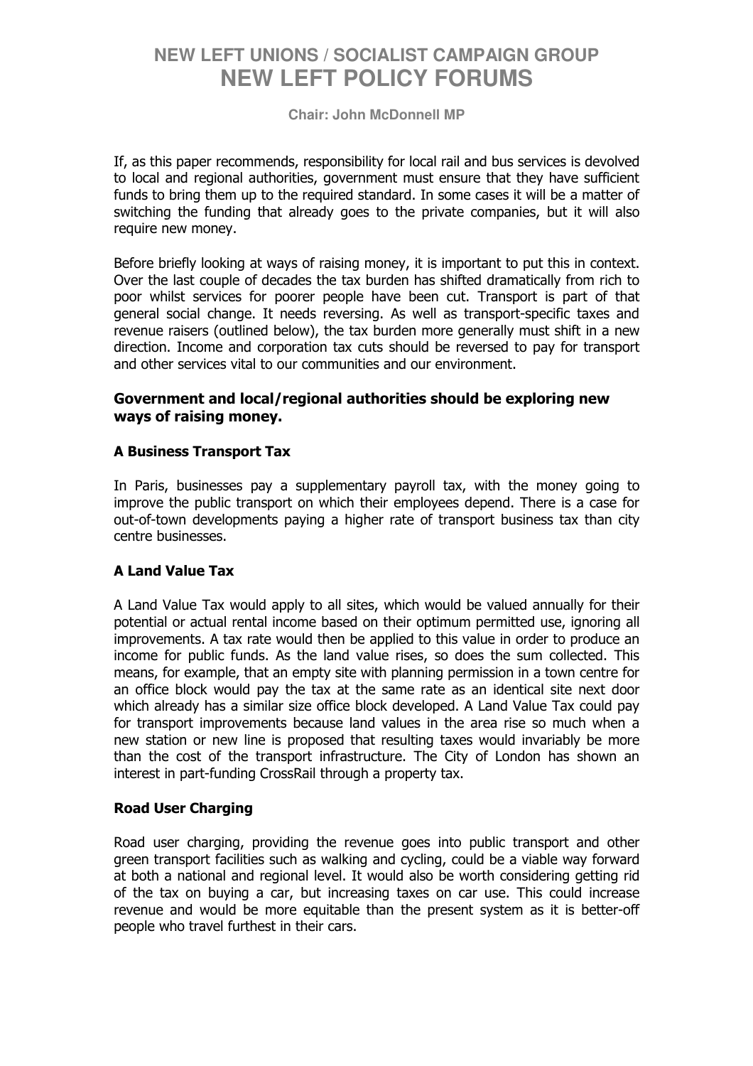If, as this paper recommends, responsibility for local rail and bus services is devolved to local and regional authorities, government must ensure that they have sufficient funds to bring them up to the required standard. In some cases it will be a matter of switching the funding that already goes to the private companies, but it will also require new money.

Before briefly looking at ways of raising money, it is important to put this in context. Over the last couple of decades the tax burden has shifted dramatically from rich to poor whilst services for poorer people have been cut. Transport is part of that general social change. It needs reversing. As well as transport-specific taxes and revenue raisers (outlined below), the tax burden more generally must shift in a new direction. Income and corporation tax cuts should be reversed to pay for transport and other services vital to our communities and our environment.

### Government and local/regional authorities should be exploring new ways of raising money.

#### A Business Transport Tax

In Paris, businesses pay a supplementary payroll tax, with the money going to improve the public transport on which their employees depend. There is a case for out-of-town developments paying a higher rate of transport business tax than city centre businesses.

#### A Land Value Tax

A Land Value Tax would apply to all sites, which would be valued annually for their potential or actual rental income based on their optimum permitted use, ignoring all improvements. A tax rate would then be applied to this value in order to produce an income for public funds. As the land value rises, so does the sum collected. This means, for example, that an empty site with planning permission in a town centre for an office block would pay the tax at the same rate as an identical site next door which already has a similar size office block developed. A Land Value Tax could pay for transport improvements because land values in the area rise so much when a new station or new line is proposed that resulting taxes would invariably be more than the cost of the transport infrastructure. The City of London has shown an interest in part-funding CrossRail through a property tax.

#### Road User Charging

Road user charging, providing the revenue goes into public transport and other green transport facilities such as walking and cycling, could be a viable way forward at both a national and regional level. It would also be worth considering getting rid of the tax on buying a car, but increasing taxes on car use. This could increase revenue and would be more equitable than the present system as it is better-off people who travel furthest in their cars.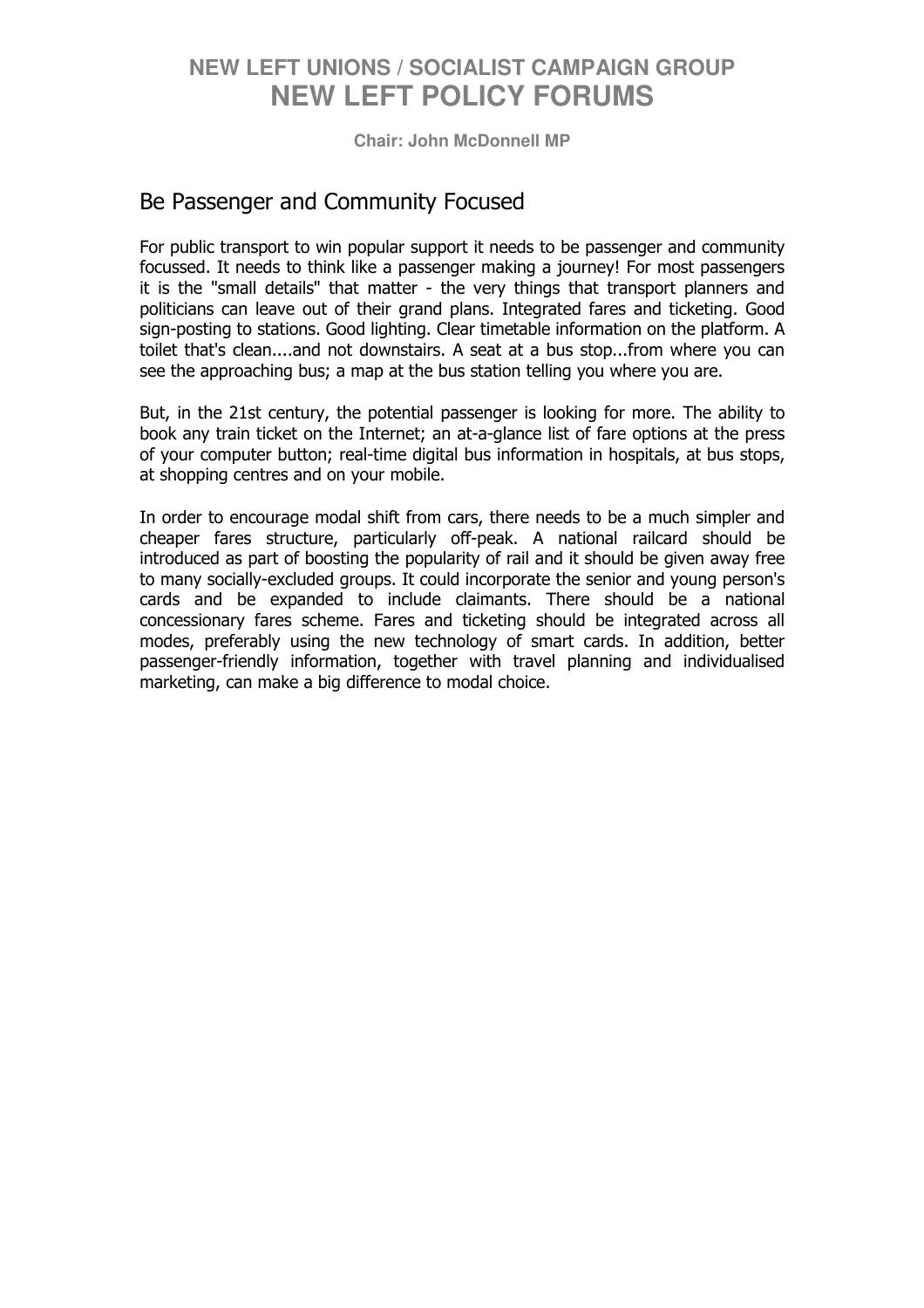## Be Passenger and Community Focused

For public transport to win popular support it needs to be passenger and community focussed. It needs to think like a passenger making a journey! For most passengers it is the "small details" that matter - the very things that transport planners and politicians can leave out of their grand plans. Integrated fares and ticketing. Good sign-posting to stations. Good lighting. Clear timetable information on the platform. A toilet that's clean....and not downstairs. A seat at a bus stop...from where you can see the approaching bus; a map at the bus station telling you where you are.

But, in the 21st century, the potential passenger is looking for more. The ability to book any train ticket on the Internet; an at-a-glance list of fare options at the press of your computer button; real-time digital bus information in hospitals, at bus stops, at shopping centres and on your mobile.

In order to encourage modal shift from cars, there needs to be a much simpler and cheaper fares structure, particularly off-peak. A national railcard should be introduced as part of boosting the popularity of rail and it should be given away free to many socially-excluded groups. It could incorporate the senior and young person's cards and be expanded to include claimants. There should be a national concessionary fares scheme. Fares and ticketing should be integrated across all modes, preferably using the new technology of smart cards. In addition, better passenger-friendly information, together with travel planning and individualised marketing, can make a big difference to modal choice.